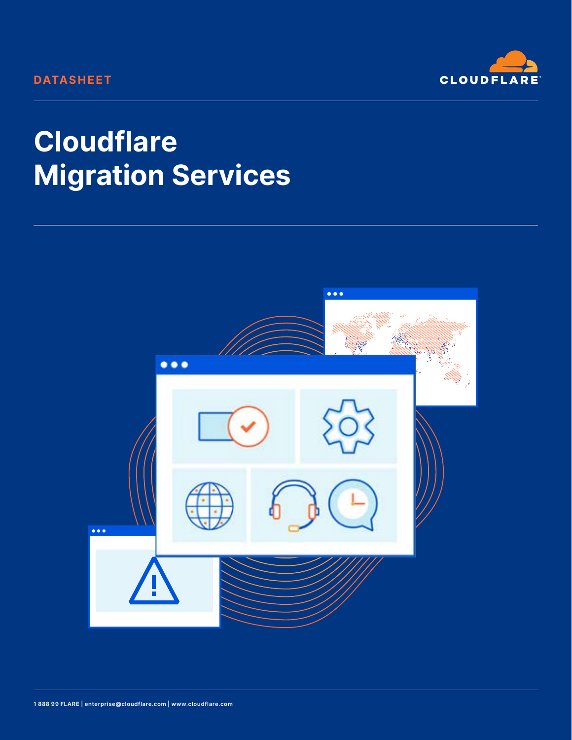DATASHEET

# Cloudflare Migration Services

1 888 99 FLARE | enterprise@cloudflare.com | www.cloudflare.com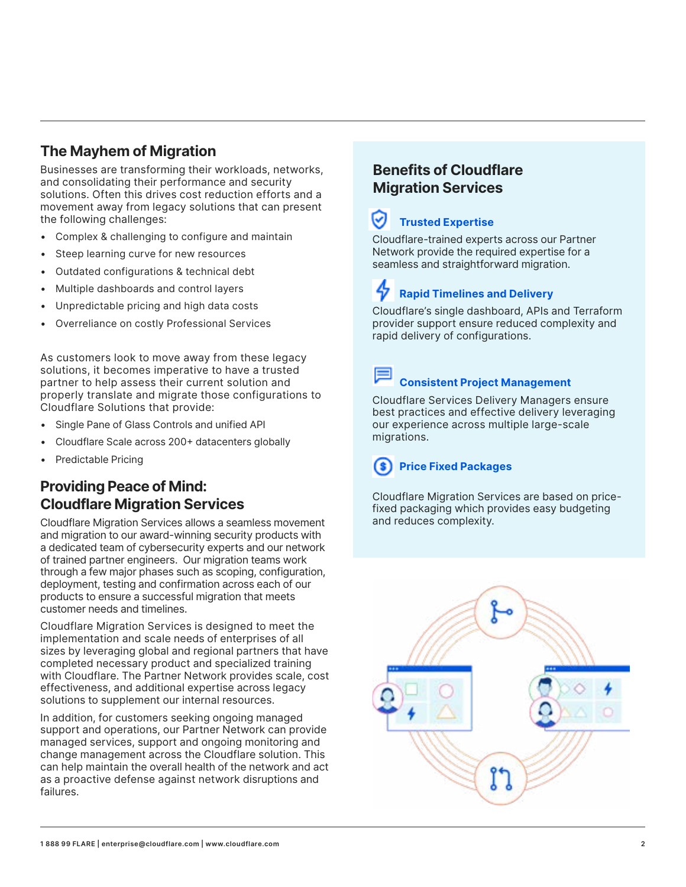## The Mayhem of Migration

Businesses are transforming their workloads, networks, and consolidating their performance and security solutions. Often this drives cost reduction efforts and a movement away from legacy solutions that can present the following challenges:

- Complex & challenging to configure and maintain
- Steep learning curve for new resources
- Outdated configurations & technical debt
- Multiple dashboards and control layers
- Unpredictable pricing and high data costs
- Overreliance on costly Professional Services

As customers look to move away from these legacy solutions, it becomes imperative to have a trusted partner to help assess their current solution and properly translate and migrate those configurations to Cloudflare Solutions that provide:

- Single Pane of Glass Controls and unified API
- Cloudflare Scale across 200+ datacenters globally
- Predictable Pricing

## Providing Peace of Mind: Cloudflare Migration Services

Cloudflare Migration Services allows a seamless movement and migration to our award-winning security products with a dedicated team of cybersecurity experts and our network of trained partner engineers. Our migration teams work through a few major phases such as scoping, configuration, deployment, testing and confirmation across each of our products to ensure a successful migration that meets customer needs and timelines.

Cloudflare Migration Services is designed to meet the implementation and scale needs of enterprises of all sizes by leveraging global and regional partners that have completed necessary product and specialized training with Cloudflare. The Partner Network provides scale, cost effectiveness, and additional expertise across legacy solutions to supplement our internal resources.

In addition, for customers seeking ongoing managed support and operations, our Partner Network can provide managed services, support and ongoing monitoring and change management across the Cloudflare solution. This can help maintain the overall health of the network and act as a proactive defense against network disruptions and failures.

## Benefits of Cloudflare Migration Services

### Trusted Expertise

Cloudflare-trained experts across our Partner Network provide the required expertise for a seamless and straightforward migration.

### Rapid Timelines and Delivery

Cloudflare's single dashboard, APIs and Terraform provider support ensure reduced complexity and rapid delivery of configurations.

### Consistent Project Management

Cloudflare Services Delivery Managers ensure best practices and effective delivery leveraging our experience across multiple large-scale migrations.

### Price Fixed Packages

Cloudflare Migration Services are based on price-fixed packaging which provides easy budgeting and reduces complexity.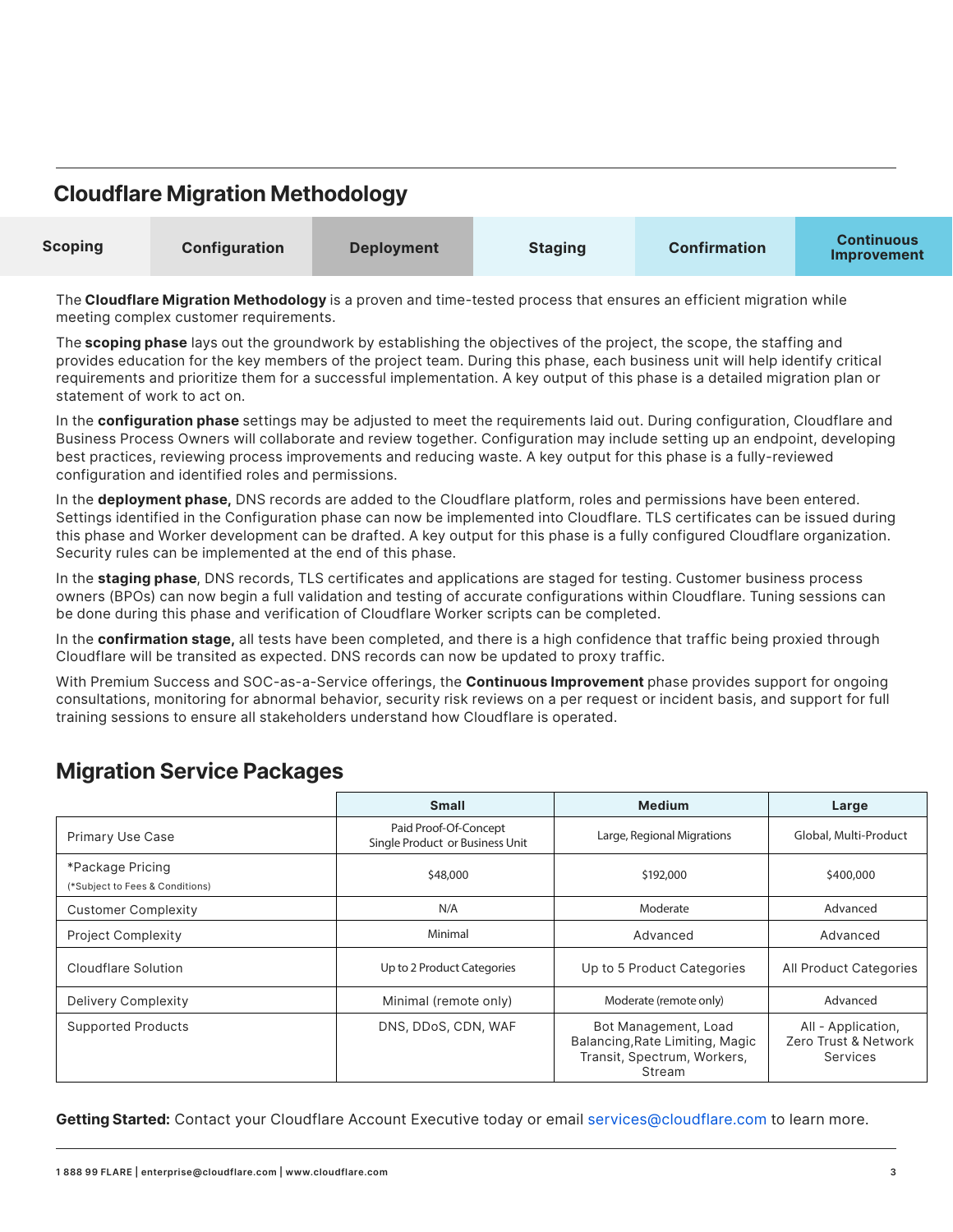## Cloudflare Migration Methodology

| Scoping | Configuration | Deployment | Staging | Confirmation | Continuous Improvement |
|---|---|---|---|---|---|

The **Cloudflare Migration Methodology** is a proven and time-tested process that ensures an efficient migration while meeting complex customer requirements.

The **scoping phase** lays out the groundwork by establishing the objectives of the project, the scope, the staffing and provides education for the key members of the project team. During this phase, each business unit will help identify critical requirements and prioritize them for a successful implementation. A key output of this phase is a detailed migration plan or statement of work to act on.

In the **configuration phase** settings may be adjusted to meet the requirements laid out. During configuration, Cloudflare and Business Process Owners will collaborate and review together. Configuration may include setting up an endpoint, developing best practices, reviewing process improvements and reducing waste. A key output for this phase is a fully-reviewed configuration and identified roles and permissions.

In the **deployment phase,** DNS records are added to the Cloudflare platform, roles and permissions have been entered. Settings identified in the Configuration phase can now be implemented into Cloudflare. TLS certificates can be issued during this phase and Worker development can be drafted. A key output for this phase is a fully configured Cloudflare organization. Security rules can be implemented at the end of this phase.

In the **staging phase**, DNS records, TLS certificates and applications are staged for testing. Customer business process owners (BPOs) can now begin a full validation and testing of accurate configurations within Cloudflare. Tuning sessions can be done during this phase and verification of Cloudflare Worker scripts can be completed.

In the **confirmation stage,** all tests have been completed, and there is a high confidence that traffic being proxied through Cloudflare will be transited as expected. DNS records can now be updated to proxy traffic.

With Premium Success and SOC-as-a-Service offerings, the **Continuous Improvement** phase provides support for ongoing consultations, monitoring for abnormal behavior, security risk reviews on a per request or incident basis, and support for full training sessions to ensure all stakeholders understand how Cloudflare is operated.

## Migration Service Packages

| | Small | Medium | Large |
|---|---|---|---|
| Primary Use Case | Paid Proof-Of-Concept Single Product or Business Unit | Large, Regional Migrations | Global, Multi-Product |
| *Package Pricing (*Subject to Fees & Conditions) | $48,000 | $192,000 | $400,000 |
| Customer Complexity | N/A | Moderate | Advanced |
| Project Complexity | Minimal | Advanced | Advanced |
| Cloudflare Solution | Up to 2 Product Categories | Up to 5 Product Categories | All Product Categories |
| Delivery Complexity | Minimal (remote only) | Moderate (remote only) | Advanced |
| Supported Products | DNS, DDoS, CDN, WAF | Bot Management, Load Balancing,Rate Limiting, Magic Transit, Spectrum, Workers, Stream | All - Application, Zero Trust & Network Services |

**Getting Started:** Contact your Cloudflare Account Executive today or email services@cloudflare.com to learn more.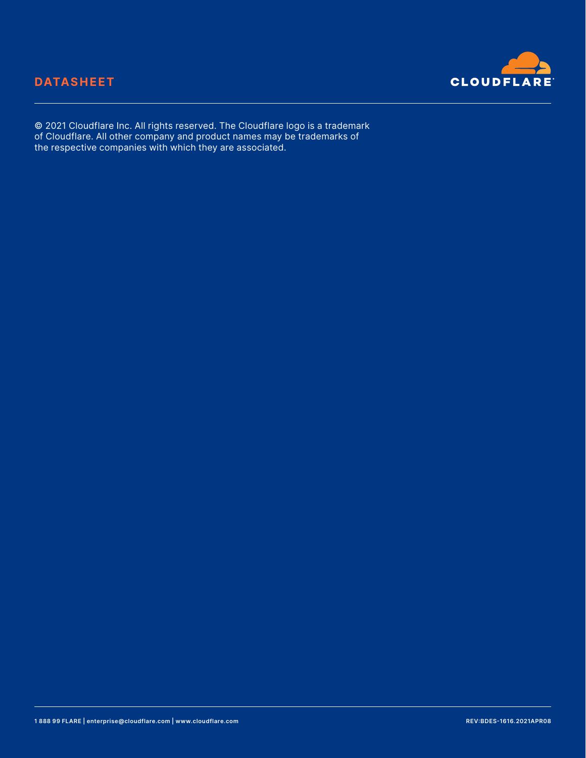© 2021 Cloudflare Inc. All rights reserved. The Cloudflare logo is a trademark of Cloudflare. All other company and product names may be trademarks of the respective companies with which they are associated.